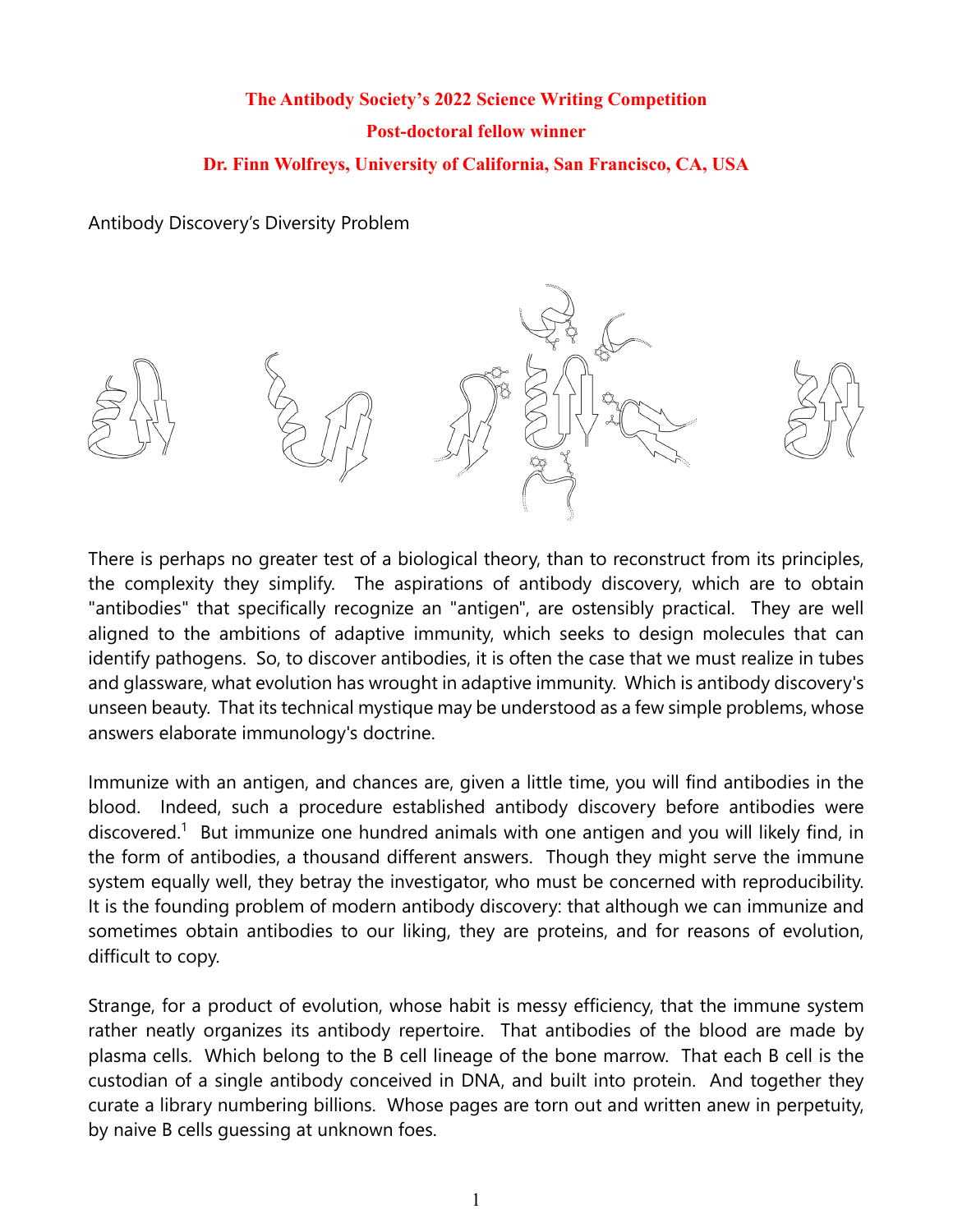**The Antibody Society's 2022 Science Writing Competition**

**Post-doctoral fellow winner**

**Dr. Finn Wolfreys, University of California, San Francisco, CA, USA**

# Antibody Discovery's Diversity Problem

There is perhaps no greater test of a biological theory, than to reconstruct from its principles, the complexity they simplify. The aspirations of antibody discovery, which are to obtain "antibodies" that specifically recognize an "antigen", are ostensibly practical. They are well aligned to the ambitions of adaptive immunity, which seeks to design molecules that can identify pathogens. So, to discover antibodies, it is often the case that we must realize in tubes and glassware, what evolution has wrought in adaptive immunity. Which is antibody discovery's unseen beauty. That its technical mystique may be understood as a few simple problems, whose answers elaborate immunology's doctrine.

Immunize with an antigen, and chances are, given a little time, you will find antibodies in the blood. Indeed, such a procedure established antibody discovery before antibodies were discovered.[1] But immunize one hundred animals with one antigen and you will likely find, in the form of antibodies, a thousand different answers. Though they might serve the immune system equally well, they betray the investigator, who must be concerned with reproducibility. It is the founding problem of modern antibody discovery: that although we can immunize and sometimes obtain antibodies to our liking, they are proteins, and for reasons of evolution, difficult to copy.

Strange, for a product of evolution, whose habit is messy efficiency, that the immune system rather neatly organizes its antibody repertoire. That antibodies of the blood are made by plasma cells. Which belong to the B cell lineage of the bone marrow. That each B cell is the custodian of a single antibody conceived in DNA, and built into protein. And together they curate a library numbering billions. Whose pages are torn out and written anew in perpetuity, by naive B cells guessing at unknown foes.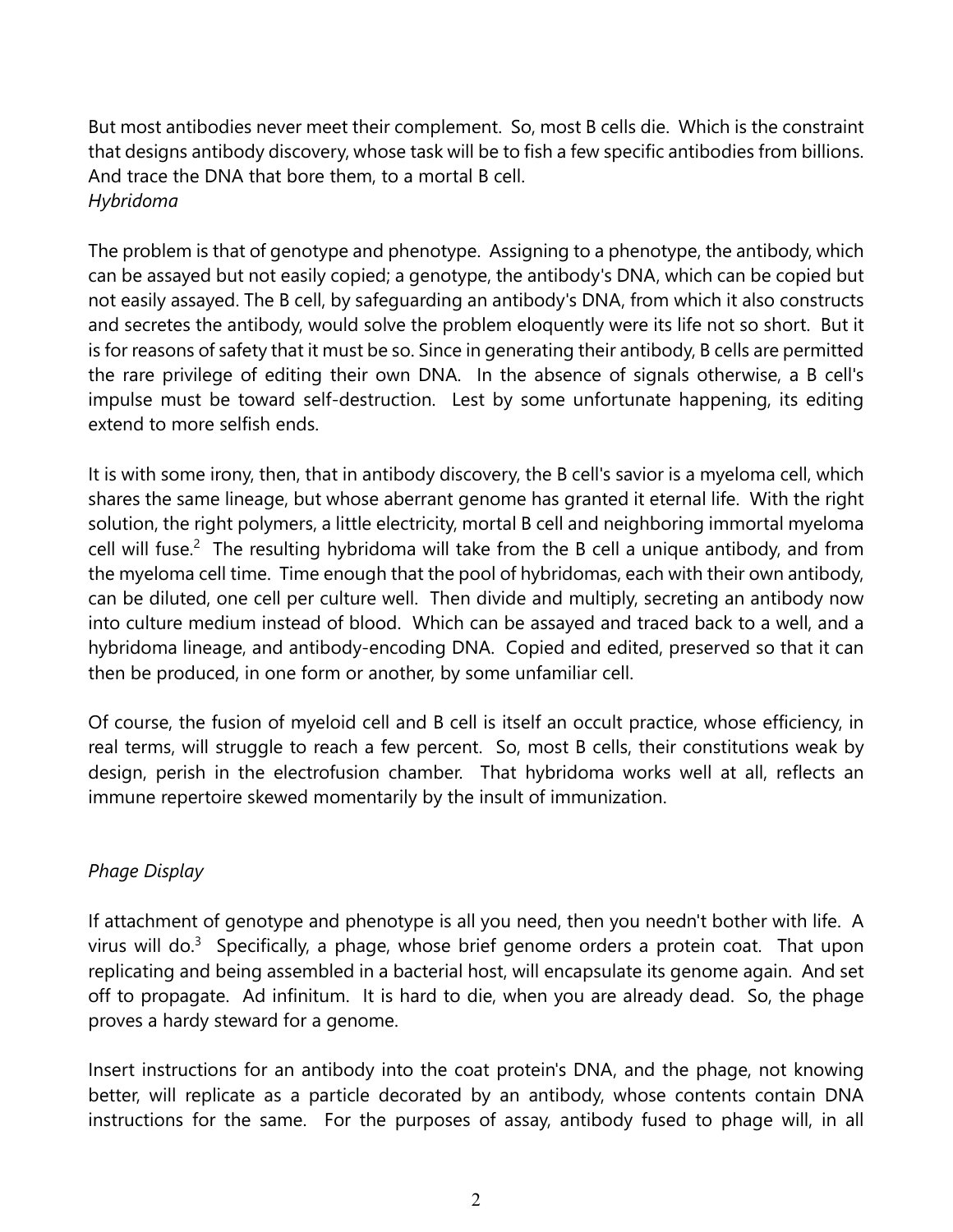But most antibodies never meet their complement. So, most B cells die. Which is the constraint that designs antibody discovery, whose task will be to fish a few specific antibodies from billions. And trace the DNA that bore them, to a mortal B cell.

*Hybridoma*

The problem is that of genotype and phenotype. Assigning to a phenotype, the antibody, which can be assayed but not easily copied; a genotype, the antibody's DNA, which can be copied but not easily assayed. The B cell, by safeguarding an antibody's DNA, from which it also constructs and secretes the antibody, would solve the problem eloquently were its life not so short. But it is for reasons of safety that it must be so. Since in generating their antibody, B cells are permitted the rare privilege of editing their own DNA. In the absence of signals otherwise, a B cell's impulse must be toward self-destruction. Lest by some unfortunate happening, its editing extend to more selfish ends.

It is with some irony, then, that in antibody discovery, the B cell's savior is a myeloma cell, which shares the same lineage, but whose aberrant genome has granted it eternal life. With the right solution, the right polymers, a little electricity, mortal B cell and neighboring immortal myeloma cell will fuse.[2] The resulting hybridoma will take from the B cell a unique antibody, and from the myeloma cell time. Time enough that the pool of hybridomas, each with their own antibody, can be diluted, one cell per culture well. Then divide and multiply, secreting an antibody now into culture medium instead of blood. Which can be assayed and traced back to a well, and a hybridoma lineage, and antibody-encoding DNA. Copied and edited, preserved so that it can then be produced, in one form or another, by some unfamiliar cell.

Of course, the fusion of myeloid cell and B cell is itself an occult practice, whose efficiency, in real terms, will struggle to reach a few percent. So, most B cells, their constitutions weak by design, perish in the electrofusion chamber. That hybridoma works well at all, reflects an immune repertoire skewed momentarily by the insult of immunization.

*Phage Display*

If attachment of genotype and phenotype is all you need, then you needn't bother with life. A virus will do.[3] Specifically, a phage, whose brief genome orders a protein coat. That upon replicating and being assembled in a bacterial host, will encapsulate its genome again. And set off to propagate. Ad infinitum. It is hard to die, when you are already dead. So, the phage proves a hardy steward for a genome.

Insert instructions for an antibody into the coat protein's DNA, and the phage, not knowing better, will replicate as a particle decorated by an antibody, whose contents contain DNA instructions for the same. For the purposes of assay, antibody fused to phage will, in all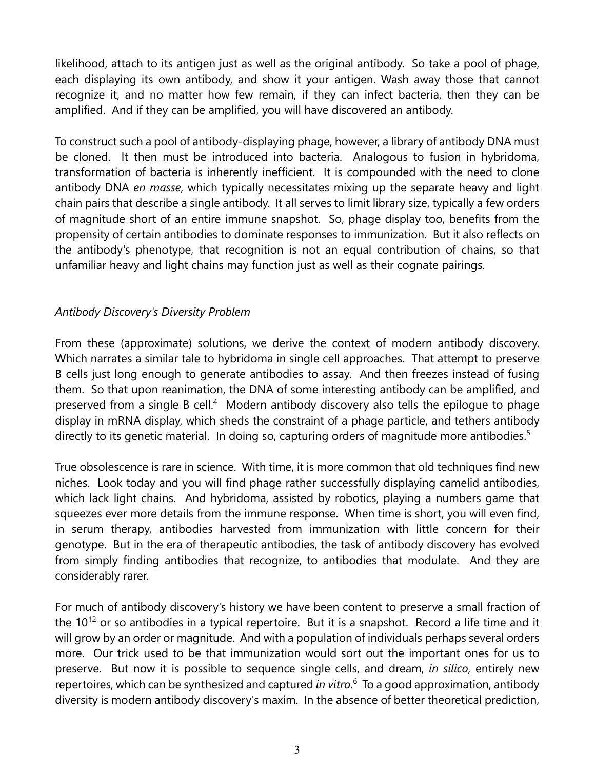likelihood, attach to its antigen just as well as the original antibody. So take a pool of phage, each displaying its own antibody, and show it your antigen. Wash away those that cannot recognize it, and no matter how few remain, if they can infect bacteria, then they can be amplified. And if they can be amplified, you will have discovered an antibody.

To construct such a pool of antibody-displaying phage, however, a library of antibody DNA must be cloned. It then must be introduced into bacteria. Analogous to fusion in hybridoma, transformation of bacteria is inherently inefficient. It is compounded with the need to clone antibody DNA *en masse*, which typically necessitates mixing up the separate heavy and light chain pairs that describe a single antibody. It all serves to limit library size, typically a few orders of magnitude short of an entire immune snapshot. So, phage display too, benefits from the propensity of certain antibodies to dominate responses to immunization. But it also reflects on the antibody's phenotype, that recognition is not an equal contribution of chains, so that unfamiliar heavy and light chains may function just as well as their cognate pairings.

*Antibody Discovery's Diversity Problem*

From these (approximate) solutions, we derive the context of modern antibody discovery. Which narrates a similar tale to hybridoma in single cell approaches. That attempt to preserve B cells just long enough to generate antibodies to assay. And then freezes instead of fusing them. So that upon reanimation, the DNA of some interesting antibody can be amplified, and preserved from a single B cell.[4] Modern antibody discovery also tells the epilogue to phage display in mRNA display, which sheds the constraint of a phage particle, and tethers antibody directly to its genetic material. In doing so, capturing orders of magnitude more antibodies.[5]

True obsolescence is rare in science. With time, it is more common that old techniques find new niches. Look today and you will find phage rather successfully displaying camelid antibodies, which lack light chains. And hybridoma, assisted by robotics, playing a numbers game that squeezes ever more details from the immune response. When time is short, you will even find, in serum therapy, antibodies harvested from immunization with little concern for their genotype. But in the era of therapeutic antibodies, the task of antibody discovery has evolved from simply finding antibodies that recognize, to antibodies that modulate. And they are considerably rarer.

For much of antibody discovery's history we have been content to preserve a small fraction of the $10^{12}$ or so antibodies in a typical repertoire. But it is a snapshot. Record a life time and it will grow by an order or magnitude. And with a population of individuals perhaps several orders more. Our trick used to be that immunization would sort out the important ones for us to preserve. But now it is possible to sequence single cells, and dream, *in silico*, entirely new repertoires, which can be synthesized and captured *in vitro*.[6] To a good approximation, antibody diversity is modern antibody discovery's maxim. In the absence of better theoretical prediction,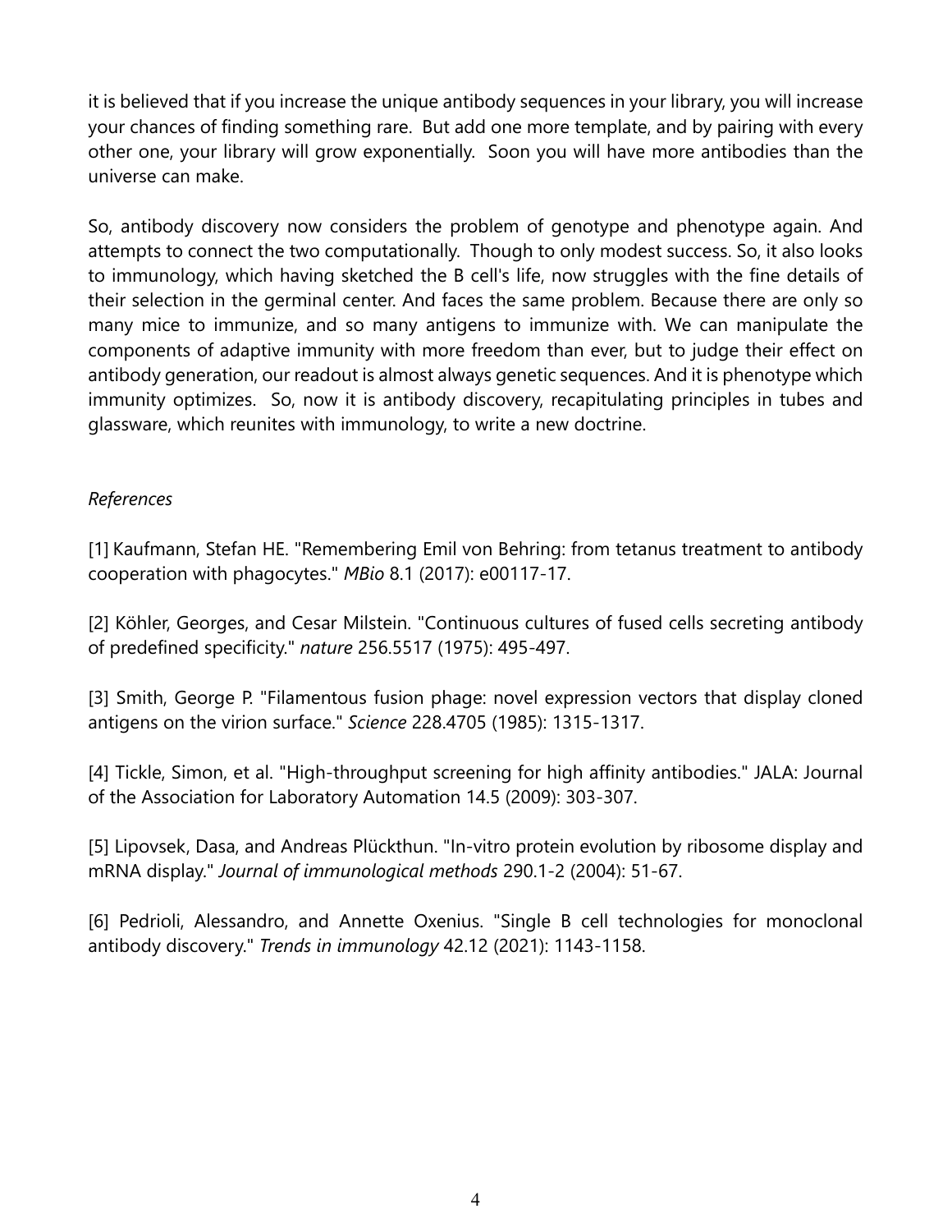it is believed that if you increase the unique antibody sequences in your library, you will increase your chances of finding something rare. But add one more template, and by pairing with every other one, your library will grow exponentially. Soon you will have more antibodies than the universe can make.

So, antibody discovery now considers the problem of genotype and phenotype again. And attempts to connect the two computationally. Though to only modest success. So, it also looks to immunology, which having sketched the B cell's life, now struggles with the fine details of their selection in the germinal center. And faces the same problem. Because there are only so many mice to immunize, and so many antigens to immunize with. We can manipulate the components of adaptive immunity with more freedom than ever, but to judge their effect on antibody generation, our readout is almost always genetic sequences. And it is phenotype which immunity optimizes. So, now it is antibody discovery, recapitulating principles in tubes and glassware, which reunites with immunology, to write a new doctrine.

*References*

[1] Kaufmann, Stefan HE. "Remembering Emil von Behring: from tetanus treatment to antibody cooperation with phagocytes." *MBio* 8.1 (2017): e00117-17.

[2] Köhler, Georges, and Cesar Milstein. "Continuous cultures of fused cells secreting antibody of predefined specificity." *nature* 256.5517 (1975): 495-497.

[3] Smith, George P. "Filamentous fusion phage: novel expression vectors that display cloned antigens on the virion surface." *Science* 228.4705 (1985): 1315-1317.

[4] Tickle, Simon, et al. "High-throughput screening for high affinity antibodies." JALA: Journal of the Association for Laboratory Automation 14.5 (2009): 303-307.

[5] Lipovsek, Dasa, and Andreas Plückthun. "In-vitro protein evolution by ribosome display and mRNA display." *Journal of immunological methods* 290.1-2 (2004): 51-67.

[6] Pedrioli, Alessandro, and Annette Oxenius. "Single B cell technologies for monoclonal antibody discovery." *Trends in immunology* 42.12 (2021): 1143-1158.